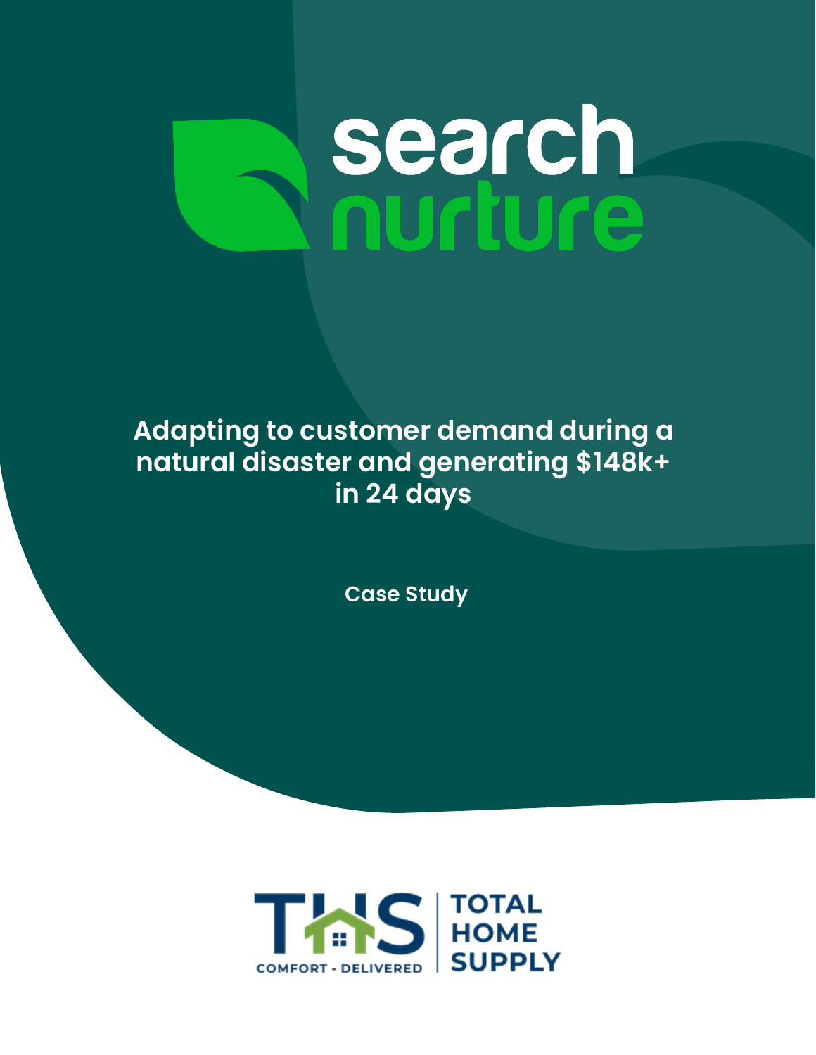# search nurture

## Adapting to customer demand during a natural disaster and generating $148k+ in 24 days

**Case Study**

THS COMFORT - DELIVERED | TOTAL HOME SUPPLY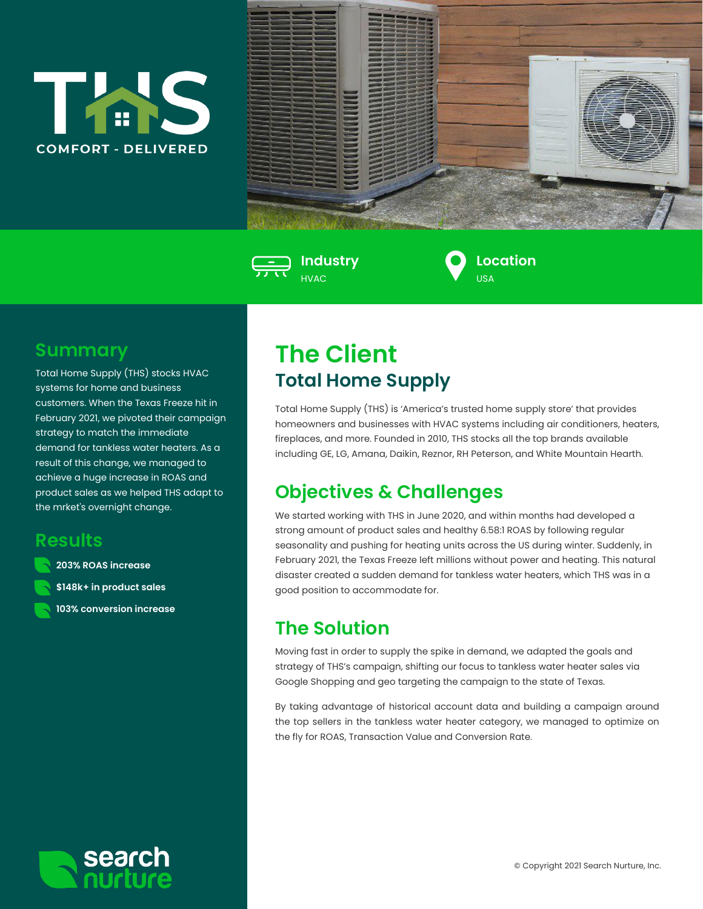THS

COMFORT - DELIVERED

**Industry**
HVAC

**Location**
USA

## Summary

Total Home Supply (THS) stocks HVAC systems for home and business customers. When the Texas Freeze hit in February 2021, we pivoted their campaign strategy to match the immediate demand for tankless water heaters. As a result of this change, we managed to achieve a huge increase in ROAS and product sales as we helped THS adapt to the mrket's overnight change.

## Results

- **203% ROAS increase**
- **$148k+ in product sales**
- **103% conversion increase**

# The Client

## Total Home Supply

Total Home Supply (THS) is 'America's trusted home supply store' that provides homeowners and businesses with HVAC systems including air conditioners, heaters, fireplaces, and more. Founded in 2010, THS stocks all the top brands available including GE, LG, Amana, Daikin, Reznor, RH Peterson, and White Mountain Hearth.

## Objectives & Challenges

We started working with THS in June 2020, and within months had developed a strong amount of product sales and healthy 6.58:1 ROAS by following regular seasonality and pushing for heating units across the US during winter. Suddenly, in February 2021, the Texas Freeze left millions without power and heating. This natural disaster created a sudden demand for tankless water heaters, which THS was in a good position to accommodate for.

## The Solution

Moving fast in order to supply the spike in demand, we adapted the goals and strategy of THS's campaign, shifting our focus to tankless water heater sales via Google Shopping and geo targeting the campaign to the state of Texas.

By taking advantage of historical account data and building a campaign around the top sellers in the tankless water heater category, we managed to optimize on the fly for ROAS, Transaction Value and Conversion Rate.

search nurture

© Copyright 2021 Search Nurture, Inc.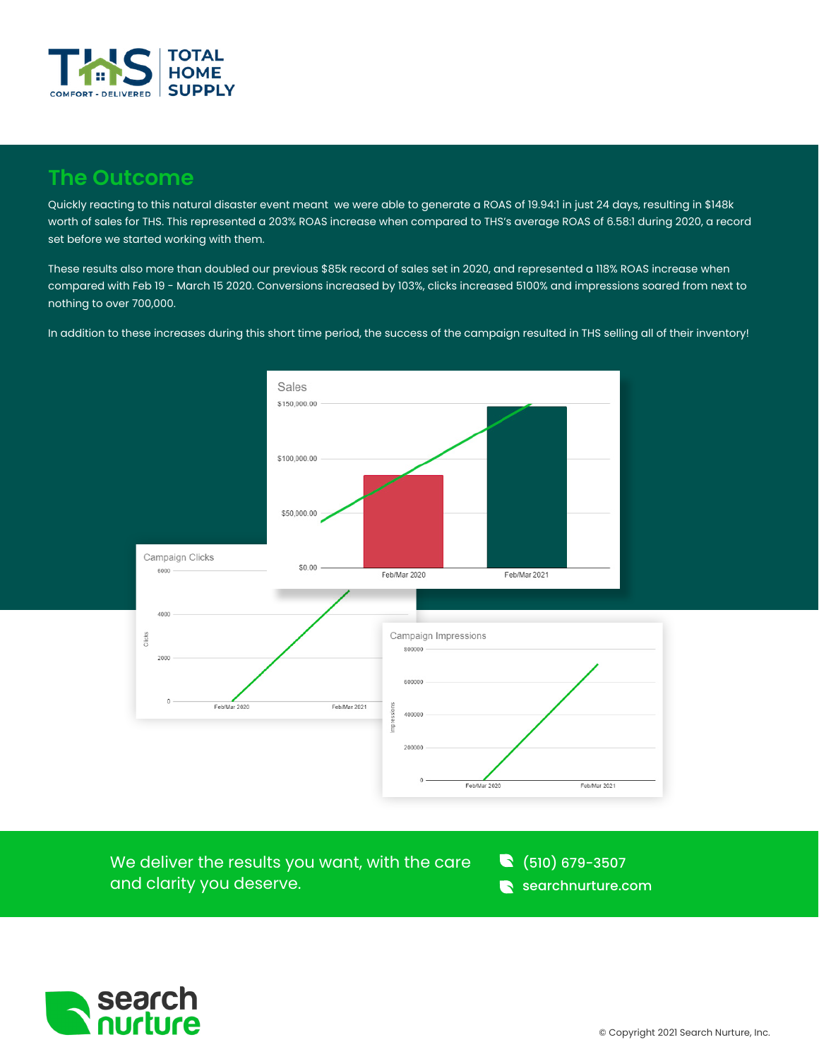TOTAL HOME SUPPLY

COMFORT - DELIVERED

## The Outcome

Quickly reacting to this natural disaster event meant we were able to generate a ROAS of 19.94:1 in just 24 days, resulting in $148k worth of sales for THS. This represented a 203% ROAS increase when compared to THS's average ROAS of 6.58:1 during 2020, a record set before we started working with them.

These results also more than doubled our previous $85k record of sales set in 2020, and represented a 118% ROAS increase when compared with Feb 19 - March 15 2020. Conversions increased by 103%, clicks increased 5100% and impressions soared from next to nothing to over 700,000.

In addition to these increases during this short time period, the success of the campaign resulted in THS selling all of their inventory!

Sales

$150,000.00
$100,000.00
$50,000.00
$0.00

Feb/Mar 2020
Feb/Mar 2021

Campaign Clicks

Clicks

6000
4000
2000
0

Feb/Mar 2020
Feb/Mar 2021

Campaign Impressions

Impressions

800000
600000
400000
200000
0

Feb/Mar 2020
Feb/Mar 2021

We deliver the results you want, with the care and clarity you deserve.

(510) 679-3507

searchnurture.com

search nurture

© Copyright 2021 Search Nurture, Inc.